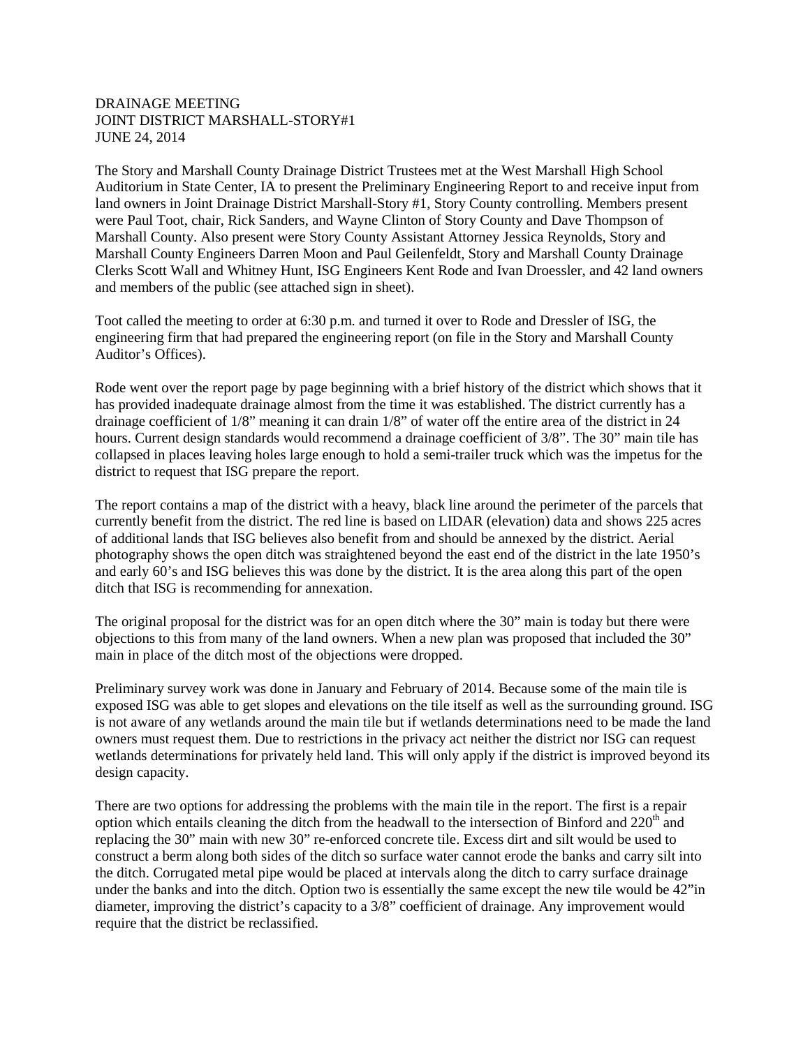DRAINAGE MEETING
JOINT DISTRICT MARSHALL-STORY#1
JUNE 24, 2014

The Story and Marshall County Drainage District Trustees met at the West Marshall High School Auditorium in State Center, IA to present the Preliminary Engineering Report to and receive input from land owners in Joint Drainage District Marshall-Story #1, Story County controlling. Members present were Paul Toot, chair, Rick Sanders, and Wayne Clinton of Story County and Dave Thompson of Marshall County. Also present were Story County Assistant Attorney Jessica Reynolds, Story and Marshall County Engineers Darren Moon and Paul Geilenfeldt, Story and Marshall County Drainage Clerks Scott Wall and Whitney Hunt, ISG Engineers Kent Rode and Ivan Droessler, and 42 land owners and members of the public (see attached sign in sheet).

Toot called the meeting to order at 6:30 p.m. and turned it over to Rode and Dressler of ISG, the engineering firm that had prepared the engineering report (on file in the Story and Marshall County Auditor's Offices).

Rode went over the report page by page beginning with a brief history of the district which shows that it has provided inadequate drainage almost from the time it was established. The district currently has a drainage coefficient of 1/8" meaning it can drain 1/8" of water off the entire area of the district in 24 hours. Current design standards would recommend a drainage coefficient of 3/8". The 30" main tile has collapsed in places leaving holes large enough to hold a semi-trailer truck which was the impetus for the district to request that ISG prepare the report.

The report contains a map of the district with a heavy, black line around the perimeter of the parcels that currently benefit from the district. The red line is based on LIDAR (elevation) data and shows 225 acres of additional lands that ISG believes also benefit from and should be annexed by the district. Aerial photography shows the open ditch was straightened beyond the east end of the district in the late 1950's and early 60's and ISG believes this was done by the district. It is the area along this part of the open ditch that ISG is recommending for annexation.

The original proposal for the district was for an open ditch where the 30" main is today but there were objections to this from many of the land owners. When a new plan was proposed that included the 30" main in place of the ditch most of the objections were dropped.

Preliminary survey work was done in January and February of 2014. Because some of the main tile is exposed ISG was able to get slopes and elevations on the tile itself as well as the surrounding ground. ISG is not aware of any wetlands around the main tile but if wetlands determinations need to be made the land owners must request them. Due to restrictions in the privacy act neither the district nor ISG can request wetlands determinations for privately held land. This will only apply if the district is improved beyond its design capacity.

There are two options for addressing the problems with the main tile in the report. The first is a repair option which entails cleaning the ditch from the headwall to the intersection of Binford and 220th and replacing the 30" main with new 30" re-enforced concrete tile. Excess dirt and silt would be used to construct a berm along both sides of the ditch so surface water cannot erode the banks and carry silt into the ditch. Corrugated metal pipe would be placed at intervals along the ditch to carry surface drainage under the banks and into the ditch. Option two is essentially the same except the new tile would be 42"in diameter, improving the district's capacity to a 3/8" coefficient of drainage. Any improvement would require that the district be reclassified.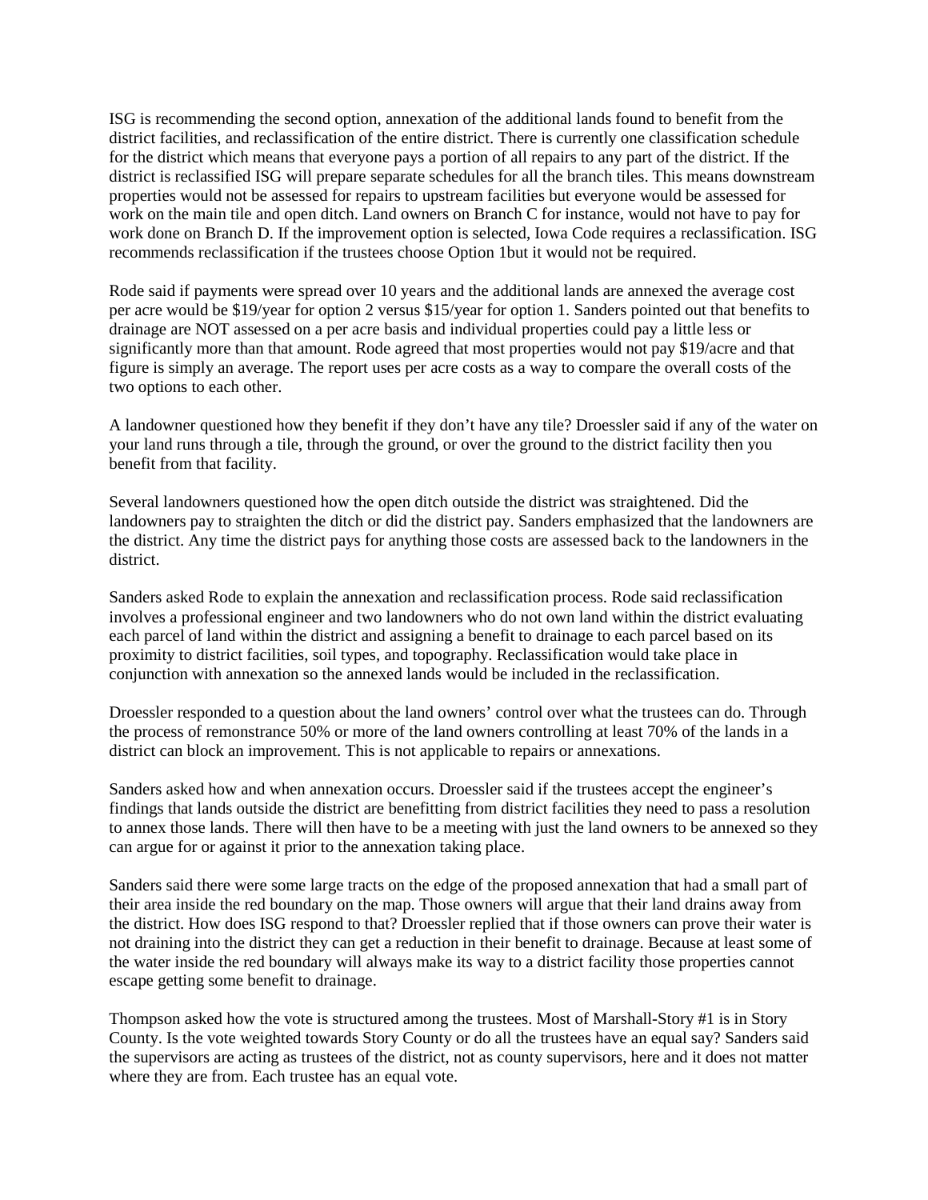ISG is recommending the second option, annexation of the additional lands found to benefit from the district facilities, and reclassification of the entire district. There is currently one classification schedule for the district which means that everyone pays a portion of all repairs to any part of the district. If the district is reclassified ISG will prepare separate schedules for all the branch tiles. This means downstream properties would not be assessed for repairs to upstream facilities but everyone would be assessed for work on the main tile and open ditch. Land owners on Branch C for instance, would not have to pay for work done on Branch D. If the improvement option is selected, Iowa Code requires a reclassification. ISG recommends reclassification if the trustees choose Option 1but it would not be required.

Rode said if payments were spread over 10 years and the additional lands are annexed the average cost per acre would be $19/year for option 2 versus $15/year for option 1. Sanders pointed out that benefits to drainage are NOT assessed on a per acre basis and individual properties could pay a little less or significantly more than that amount. Rode agreed that most properties would not pay $19/acre and that figure is simply an average. The report uses per acre costs as a way to compare the overall costs of the two options to each other.

A landowner questioned how they benefit if they don't have any tile? Droessler said if any of the water on your land runs through a tile, through the ground, or over the ground to the district facility then you benefit from that facility.

Several landowners questioned how the open ditch outside the district was straightened. Did the landowners pay to straighten the ditch or did the district pay. Sanders emphasized that the landowners are the district. Any time the district pays for anything those costs are assessed back to the landowners in the district.

Sanders asked Rode to explain the annexation and reclassification process. Rode said reclassification involves a professional engineer and two landowners who do not own land within the district evaluating each parcel of land within the district and assigning a benefit to drainage to each parcel based on its proximity to district facilities, soil types, and topography. Reclassification would take place in conjunction with annexation so the annexed lands would be included in the reclassification.

Droessler responded to a question about the land owners' control over what the trustees can do. Through the process of remonstrance 50% or more of the land owners controlling at least 70% of the lands in a district can block an improvement. This is not applicable to repairs or annexations.

Sanders asked how and when annexation occurs. Droessler said if the trustees accept the engineer's findings that lands outside the district are benefitting from district facilities they need to pass a resolution to annex those lands. There will then have to be a meeting with just the land owners to be annexed so they can argue for or against it prior to the annexation taking place.

Sanders said there were some large tracts on the edge of the proposed annexation that had a small part of their area inside the red boundary on the map. Those owners will argue that their land drains away from the district. How does ISG respond to that? Droessler replied that if those owners can prove their water is not draining into the district they can get a reduction in their benefit to drainage. Because at least some of the water inside the red boundary will always make its way to a district facility those properties cannot escape getting some benefit to drainage.

Thompson asked how the vote is structured among the trustees. Most of Marshall-Story #1 is in Story County. Is the vote weighted towards Story County or do all the trustees have an equal say? Sanders said the supervisors are acting as trustees of the district, not as county supervisors, here and it does not matter where they are from. Each trustee has an equal vote.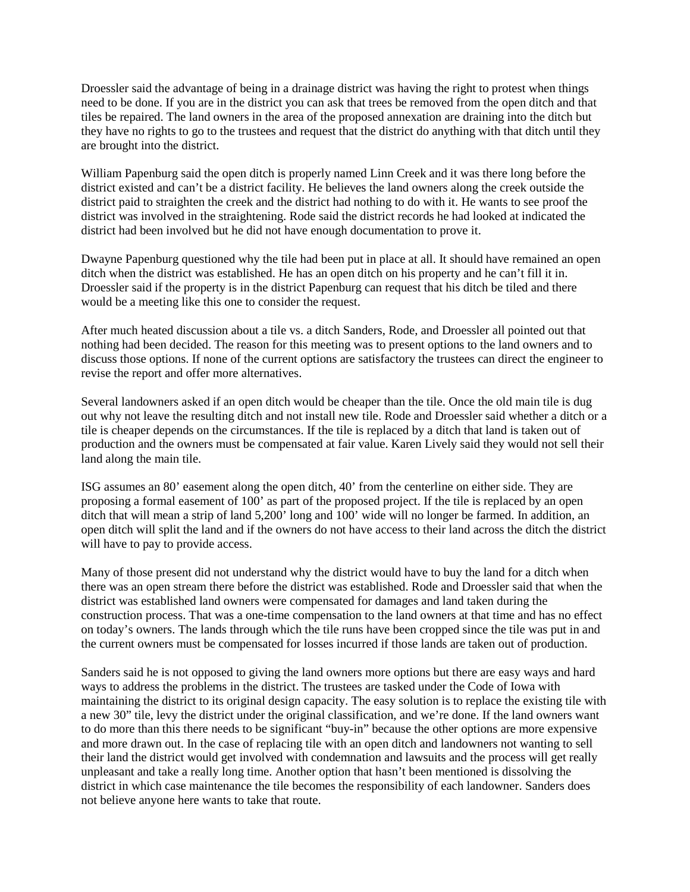Droessler said the advantage of being in a drainage district was having the right to protest when things need to be done. If you are in the district you can ask that trees be removed from the open ditch and that tiles be repaired. The land owners in the area of the proposed annexation are draining into the ditch but they have no rights to go to the trustees and request that the district do anything with that ditch until they are brought into the district.

William Papenburg said the open ditch is properly named Linn Creek and it was there long before the district existed and can't be a district facility. He believes the land owners along the creek outside the district paid to straighten the creek and the district had nothing to do with it. He wants to see proof the district was involved in the straightening. Rode said the district records he had looked at indicated the district had been involved but he did not have enough documentation to prove it.

Dwayne Papenburg questioned why the tile had been put in place at all. It should have remained an open ditch when the district was established. He has an open ditch on his property and he can't fill it in. Droessler said if the property is in the district Papenburg can request that his ditch be tiled and there would be a meeting like this one to consider the request.

After much heated discussion about a tile vs. a ditch Sanders, Rode, and Droessler all pointed out that nothing had been decided. The reason for this meeting was to present options to the land owners and to discuss those options. If none of the current options are satisfactory the trustees can direct the engineer to revise the report and offer more alternatives.

Several landowners asked if an open ditch would be cheaper than the tile. Once the old main tile is dug out why not leave the resulting ditch and not install new tile. Rode and Droessler said whether a ditch or a tile is cheaper depends on the circumstances. If the tile is replaced by a ditch that land is taken out of production and the owners must be compensated at fair value. Karen Lively said they would not sell their land along the main tile.

ISG assumes an 80' easement along the open ditch, 40' from the centerline on either side. They are proposing a formal easement of 100' as part of the proposed project. If the tile is replaced by an open ditch that will mean a strip of land 5,200' long and 100' wide will no longer be farmed. In addition, an open ditch will split the land and if the owners do not have access to their land across the ditch the district will have to pay to provide access.

Many of those present did not understand why the district would have to buy the land for a ditch when there was an open stream there before the district was established. Rode and Droessler said that when the district was established land owners were compensated for damages and land taken during the construction process. That was a one-time compensation to the land owners at that time and has no effect on today's owners. The lands through which the tile runs have been cropped since the tile was put in and the current owners must be compensated for losses incurred if those lands are taken out of production.

Sanders said he is not opposed to giving the land owners more options but there are easy ways and hard ways to address the problems in the district. The trustees are tasked under the Code of Iowa with maintaining the district to its original design capacity. The easy solution is to replace the existing tile with a new 30" tile, levy the district under the original classification, and we're done. If the land owners want to do more than this there needs to be significant "buy-in" because the other options are more expensive and more drawn out. In the case of replacing tile with an open ditch and landowners not wanting to sell their land the district would get involved with condemnation and lawsuits and the process will get really unpleasant and take a really long time. Another option that hasn't been mentioned is dissolving the district in which case maintenance the tile becomes the responsibility of each landowner. Sanders does not believe anyone here wants to take that route.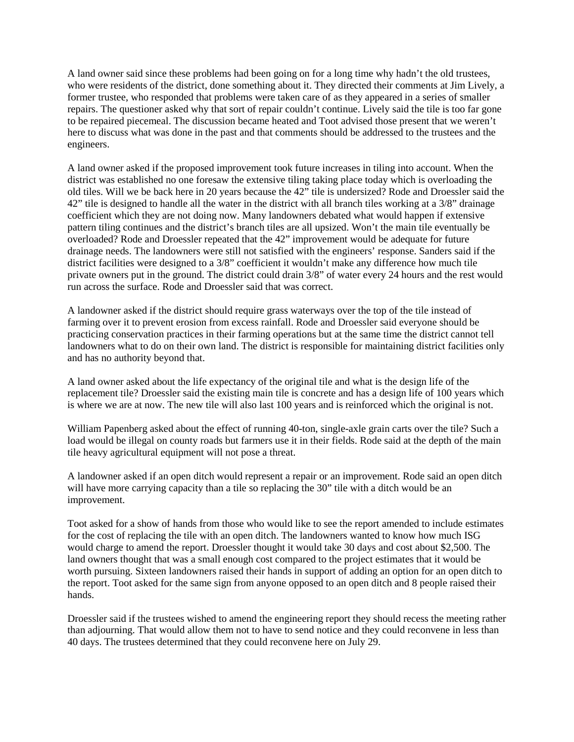A land owner said since these problems had been going on for a long time why hadn't the old trustees, who were residents of the district, done something about it. They directed their comments at Jim Lively, a former trustee, who responded that problems were taken care of as they appeared in a series of smaller repairs. The questioner asked why that sort of repair couldn't continue. Lively said the tile is too far gone to be repaired piecemeal. The discussion became heated and Toot advised those present that we weren't here to discuss what was done in the past and that comments should be addressed to the trustees and the engineers.

A land owner asked if the proposed improvement took future increases in tiling into account. When the district was established no one foresaw the extensive tiling taking place today which is overloading the old tiles. Will we be back here in 20 years because the 42" tile is undersized? Rode and Droessler said the 42" tile is designed to handle all the water in the district with all branch tiles working at a 3/8" drainage coefficient which they are not doing now. Many landowners debated what would happen if extensive pattern tiling continues and the district's branch tiles are all upsized. Won't the main tile eventually be overloaded? Rode and Droessler repeated that the 42" improvement would be adequate for future drainage needs. The landowners were still not satisfied with the engineers' response. Sanders said if the district facilities were designed to a 3/8" coefficient it wouldn't make any difference how much tile private owners put in the ground. The district could drain 3/8" of water every 24 hours and the rest would run across the surface. Rode and Droessler said that was correct.

A landowner asked if the district should require grass waterways over the top of the tile instead of farming over it to prevent erosion from excess rainfall. Rode and Droessler said everyone should be practicing conservation practices in their farming operations but at the same time the district cannot tell landowners what to do on their own land. The district is responsible for maintaining district facilities only and has no authority beyond that.

A land owner asked about the life expectancy of the original tile and what is the design life of the replacement tile? Droessler said the existing main tile is concrete and has a design life of 100 years which is where we are at now. The new tile will also last 100 years and is reinforced which the original is not.

William Papenberg asked about the effect of running 40-ton, single-axle grain carts over the tile? Such a load would be illegal on county roads but farmers use it in their fields. Rode said at the depth of the main tile heavy agricultural equipment will not pose a threat.

A landowner asked if an open ditch would represent a repair or an improvement. Rode said an open ditch will have more carrying capacity than a tile so replacing the 30" tile with a ditch would be an improvement.

Toot asked for a show of hands from those who would like to see the report amended to include estimates for the cost of replacing the tile with an open ditch. The landowners wanted to know how much ISG would charge to amend the report. Droessler thought it would take 30 days and cost about $2,500. The land owners thought that was a small enough cost compared to the project estimates that it would be worth pursuing. Sixteen landowners raised their hands in support of adding an option for an open ditch to the report. Toot asked for the same sign from anyone opposed to an open ditch and 8 people raised their hands.

Droessler said if the trustees wished to amend the engineering report they should recess the meeting rather than adjourning. That would allow them not to have to send notice and they could reconvene in less than 40 days. The trustees determined that they could reconvene here on July 29.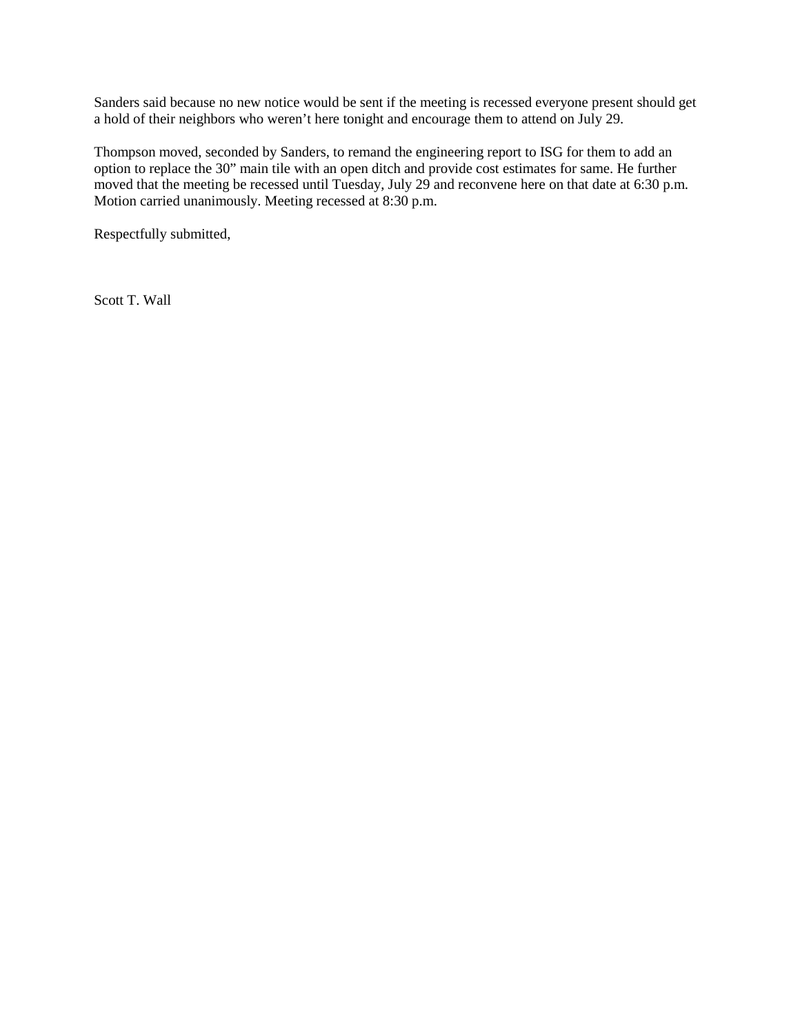Sanders said because no new notice would be sent if the meeting is recessed everyone present should get a hold of their neighbors who weren't here tonight and encourage them to attend on July 29.

Thompson moved, seconded by Sanders, to remand the engineering report to ISG for them to add an option to replace the 30" main tile with an open ditch and provide cost estimates for same. He further moved that the meeting be recessed until Tuesday, July 29 and reconvene here on that date at 6:30 p.m. Motion carried unanimously. Meeting recessed at 8:30 p.m.

Respectfully submitted,

Scott T. Wall